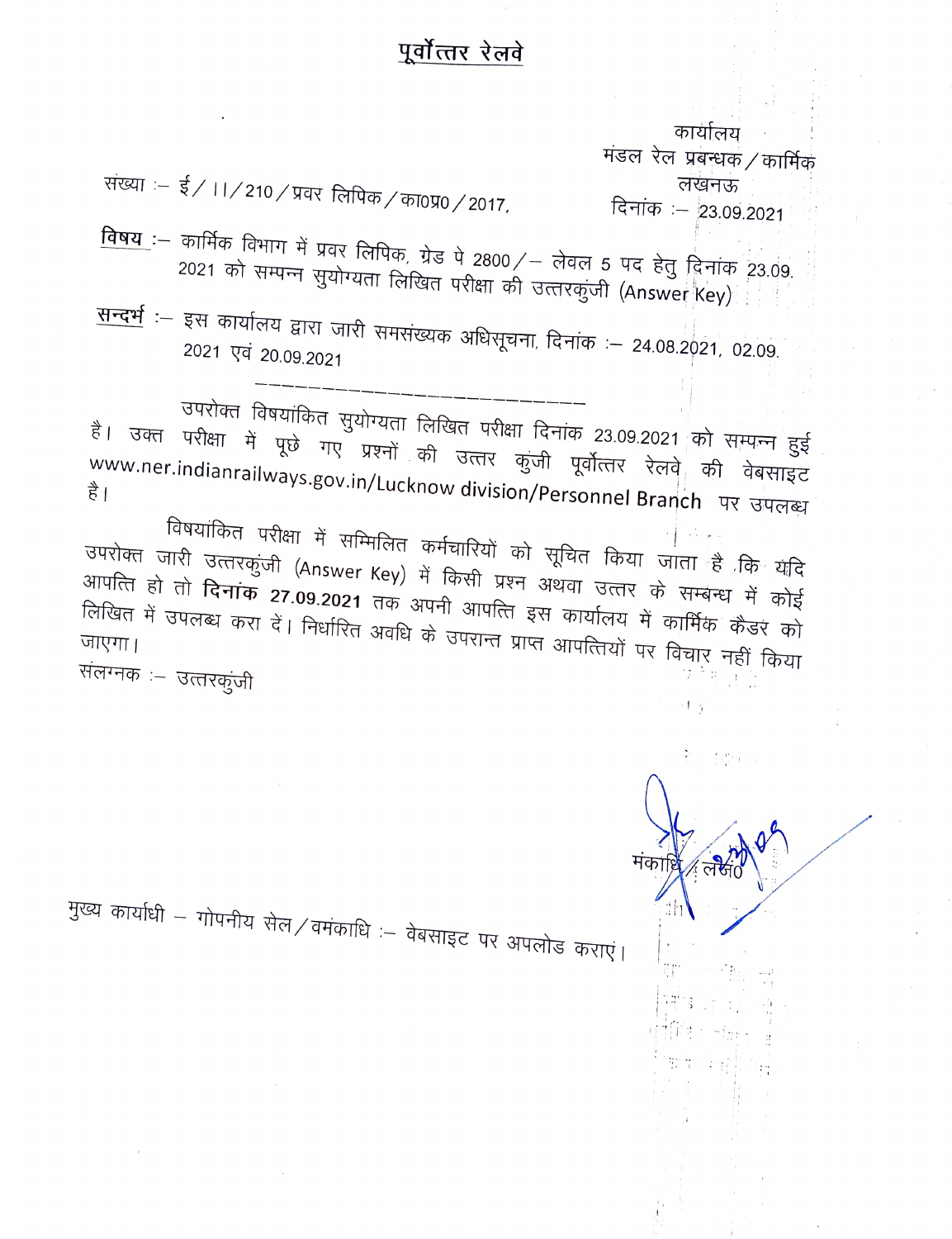# पूर्वोत्तर रेलवे

कार्यालय
मंडल रेल प्रबन्धक / कार्मिक
लखनऊ

संख्या :– ई / II / 210 / प्रवर लिपिक / का0प्र0 / 2017,

दिनांक :– 23.09.2021

**विषय** :– कार्मिक विभाग में प्रवर लिपिक, ग्रेड पे 2800/– लेवल 5 पद हेतु दिनांक 23.09.2021 को सम्पन्न सुयोग्यता लिखित परीक्षा की उत्तरकुंजी (Answer Key)

**सन्दर्भ** :– इस कार्यालय द्वारा जारी समसंख्यक अधिसूचना, दिनांक :– 24.08.2021, 02.09.2021 एवं 20.09.2021

---

उपरोक्त विषयांकित सुयोग्यता लिखित परीक्षा दिनांक 23.09.2021 को सम्पन्न हुई है। उक्त परीक्षा में पूछे गए प्रश्नों की उत्तर कुंजी पूर्वोत्तर रेलवे की वेबसाइट www.ner.indianrailways.gov.in/Lucknow division/Personnel Branch पर उपलब्ध है।

विषयांकित परीक्षा में सम्मिलित कर्मचारियों को सूचित किया जाता है कि यदि उपरोक्त जारी उत्तरकुंजी (Answer Key) में किसी प्रश्न अथवा उत्तर के सम्बन्ध में कोई आपत्ति हो तो **दिनांक 27.09.2021** तक अपनी आपत्ति इस कार्यालय में कार्मिक कैडर को लिखित में उपलब्ध करा दें। निर्धारित अवधि के उपरान्त प्राप्त आपत्तियों पर विचार नहीं किया जाएगा।

संलग्नक :– उत्तरकुंजी

मंकाधि / लख0

मुख्य कार्याधी – गोपनीय सेल / वमंकाधि :– वेबसाइट पर अपलोड कराएं।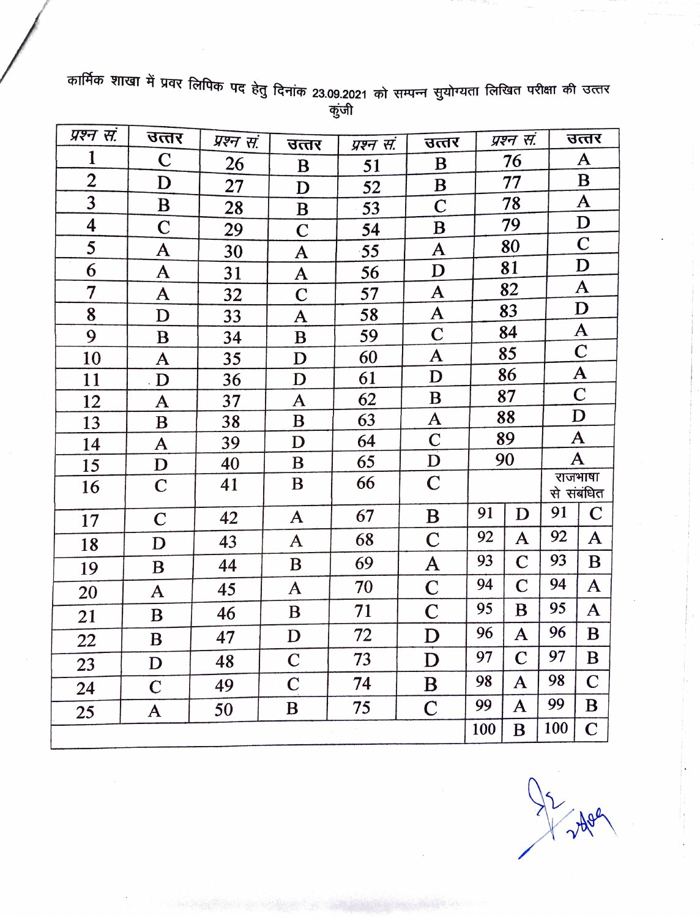कार्मिक शाखा में प्रवर लिपिक पद हेतु दिनांक 23.09.2021 को सम्पन्न सुयोग्यता लिखित परीक्षा की उत्तर कुंजी

| प्रश्न सं. | उत्तर | प्रश्न सं. | उत्तर | प्रश्न सं. | उत्तर | प्रश्न सं. | उत्तर | प्रश्न सं. | उत्तर |
|---|---|---|---|---|---|---|---|---|---|
| 1 | C | 26 | B | 51 | B | 76 | A | | |
| 2 | D | 27 | D | 52 | B | 77 | B | | |
| 3 | B | 28 | B | 53 | C | 78 | A | | |
| 4 | C | 29 | C | 54 | B | 79 | D | | |
| 5 | A | 30 | A | 55 | A | 80 | C | | |
| 6 | A | 31 | A | 56 | D | 81 | D | | |
| 7 | A | 32 | C | 57 | A | 82 | A | | |
| 8 | D | 33 | A | 58 | A | 83 | D | | |
| 9 | B | 34 | B | 59 | C | 84 | A | | |
| 10 | A | 35 | D | 60 | A | 85 | C | | |
| 11 | D | 36 | D | 61 | D | 86 | A | | |
| 12 | A | 37 | A | 62 | B | 87 | C | | |
| 13 | B | 38 | B | 63 | A | 88 | D | | |
| 14 | A | 39 | D | 64 | C | 89 | A | | |
| 15 | D | 40 | B | 65 | D | 90 | A | | |
| 16 | C | 41 | B | 66 | C | | | राजभाषा से संबंधित | |
| 17 | C | 42 | A | 67 | B | 91 | D | 91 | C |
| 18 | D | 43 | A | 68 | C | 92 | A | 92 | A |
| 19 | B | 44 | B | 69 | A | 93 | C | 93 | B |
| 20 | A | 45 | A | 70 | C | 94 | C | 94 | A |
| 21 | B | 46 | B | 71 | C | 95 | B | 95 | A |
| 22 | B | 47 | D | 72 | D | 96 | A | 96 | B |
| 23 | D | 48 | C | 73 | D | 97 | C | 97 | B |
| 24 | C | 49 | C | 74 | B | 98 | A | 98 | C |
| 25 | A | 50 | B | 75 | C | 99 | A | 99 | B |
| | | | | | | 100 | B | 100 | C |